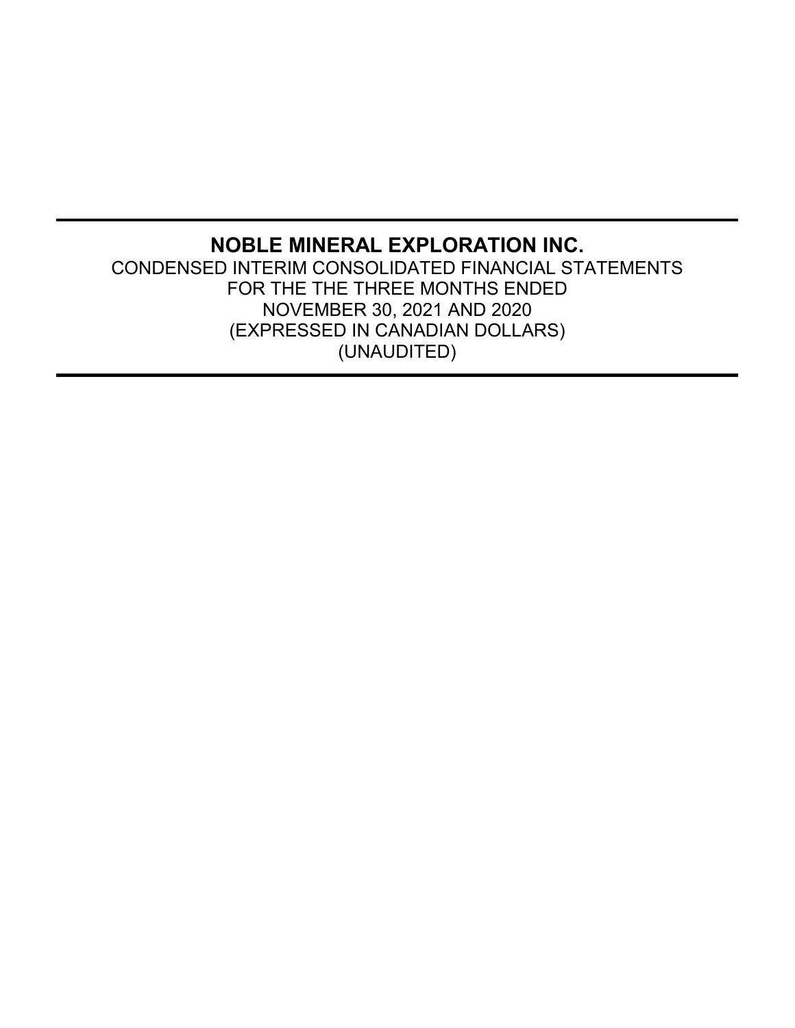# NOBLE MINERAL EXPLORATION INC.

CONDENSED INTERIM CONSOLIDATED FINANCIAL STATEMENTS
FOR THE THE THREE MONTHS ENDED
NOVEMBER 30, 2021 AND 2020
(EXPRESSED IN CANADIAN DOLLARS)
(UNAUDITED)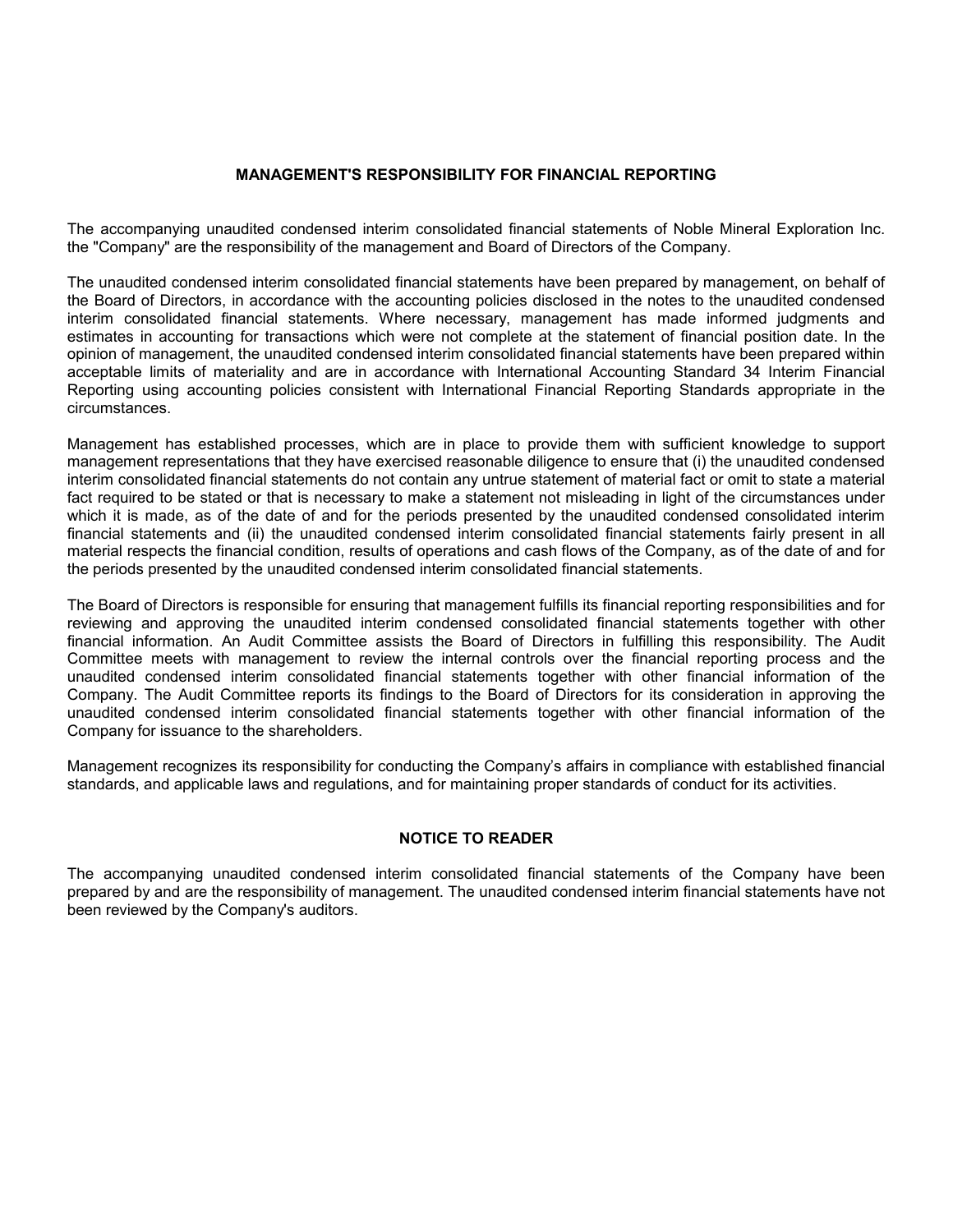## MANAGEMENT'S RESPONSIBILITY FOR FINANCIAL REPORTING

The accompanying unaudited condensed interim consolidated financial statements of Noble Mineral Exploration Inc. the "Company" are the responsibility of the management and Board of Directors of the Company.

The unaudited condensed interim consolidated financial statements have been prepared by management, on behalf of the Board of Directors, in accordance with the accounting policies disclosed in the notes to the unaudited condensed interim consolidated financial statements. Where necessary, management has made informed judgments and estimates in accounting for transactions which were not complete at the statement of financial position date. In the opinion of management, the unaudited condensed interim consolidated financial statements have been prepared within acceptable limits of materiality and are in accordance with International Accounting Standard 34 Interim Financial Reporting using accounting policies consistent with International Financial Reporting Standards appropriate in the circumstances.

Management has established processes, which are in place to provide them with sufficient knowledge to support management representations that they have exercised reasonable diligence to ensure that (i) the unaudited condensed interim consolidated financial statements do not contain any untrue statement of material fact or omit to state a material fact required to be stated or that is necessary to make a statement not misleading in light of the circumstances under which it is made, as of the date of and for the periods presented by the unaudited condensed consolidated interim financial statements and (ii) the unaudited condensed interim consolidated financial statements fairly present in all material respects the financial condition, results of operations and cash flows of the Company, as of the date of and for the periods presented by the unaudited condensed interim consolidated financial statements.

The Board of Directors is responsible for ensuring that management fulfills its financial reporting responsibilities and for reviewing and approving the unaudited interim condensed consolidated financial statements together with other financial information. An Audit Committee assists the Board of Directors in fulfilling this responsibility. The Audit Committee meets with management to review the internal controls over the financial reporting process and the unaudited condensed interim consolidated financial statements together with other financial information of the Company. The Audit Committee reports its findings to the Board of Directors for its consideration in approving the unaudited condensed interim consolidated financial statements together with other financial information of the Company for issuance to the shareholders.

Management recognizes its responsibility for conducting the Company's affairs in compliance with established financial standards, and applicable laws and regulations, and for maintaining proper standards of conduct for its activities.

## NOTICE TO READER

The accompanying unaudited condensed interim consolidated financial statements of the Company have been prepared by and are the responsibility of management. The unaudited condensed interim financial statements have not been reviewed by the Company's auditors.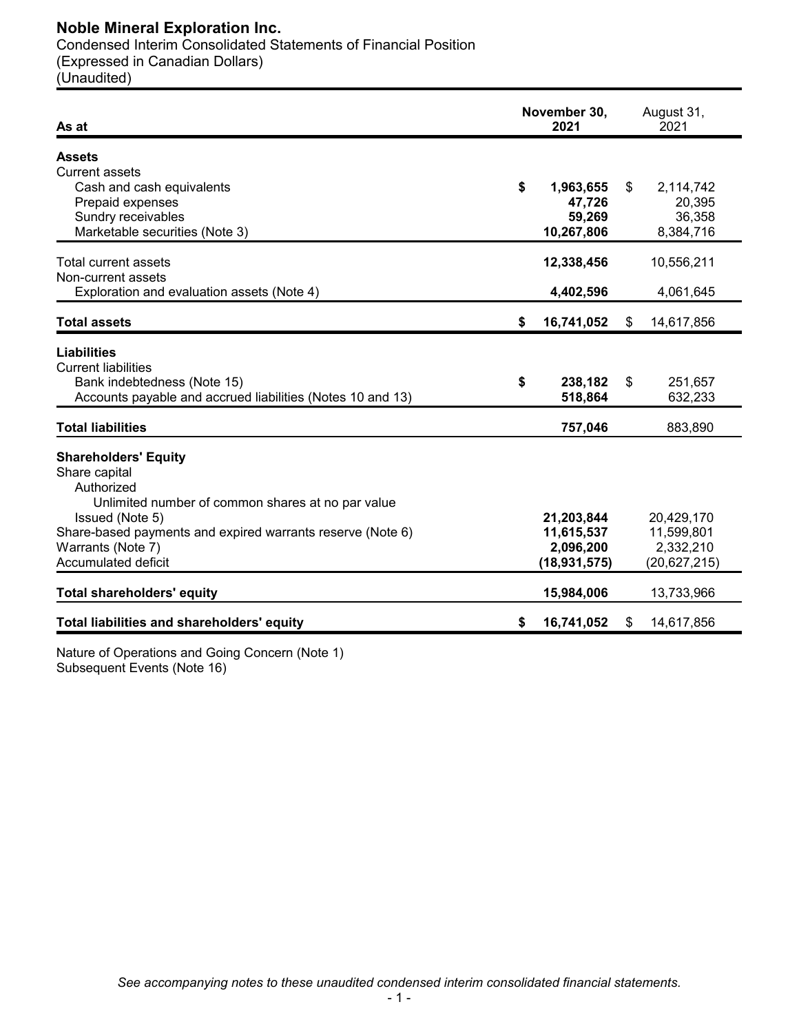# Noble Mineral Exploration Inc.

Condensed Interim Consolidated Statements of Financial Position
(Expressed in Canadian Dollars)
(Unaudited)

| As at | November 30, 2021 | August 31, 2021 |
|---|---|---|
| **Assets** | | |
| Current assets | | |
| Cash and cash equivalents | **$ 1,963,655** | $ 2,114,742 |
| Prepaid expenses | **47,726** | 20,395 |
| Sundry receivables | **59,269** | 36,358 |
| Marketable securities (Note 3) | **10,267,806** | 8,384,716 |
| Total current assets | **12,338,456** | 10,556,211 |
| Non-current assets | | |
| Exploration and evaluation assets (Note 4) | **4,402,596** | 4,061,645 |
| **Total assets** | **$ 16,741,052** | $ 14,617,856 |
| **Liabilities** | | |
| Current liabilities | | |
| Bank indebtedness (Note 15) | **$ 238,182** | $ 251,657 |
| Accounts payable and accrued liabilities (Notes 10 and 13) | **518,864** | 632,233 |
| **Total liabilities** | **757,046** | 883,890 |
| **Shareholders' Equity** | | |
| Share capital | | |
| Authorized | | |
| Unlimited number of common shares at no par value | | |
| Issued (Note 5) | **21,203,844** | 20,429,170 |
| Share-based payments and expired warrants reserve (Note 6) | **11,615,537** | 11,599,801 |
| Warrants (Note 7) | **2,096,200** | 2,332,210 |
| Accumulated deficit | **(18,931,575)** | (20,627,215) |
| **Total shareholders' equity** | **15,984,006** | 13,733,966 |
| **Total liabilities and shareholders' equity** | **$ 16,741,052** | $ 14,617,856 |

Nature of Operations and Going Concern (Note 1)
Subsequent Events (Note 16)

*See accompanying notes to these unaudited condensed interim consolidated financial statements.*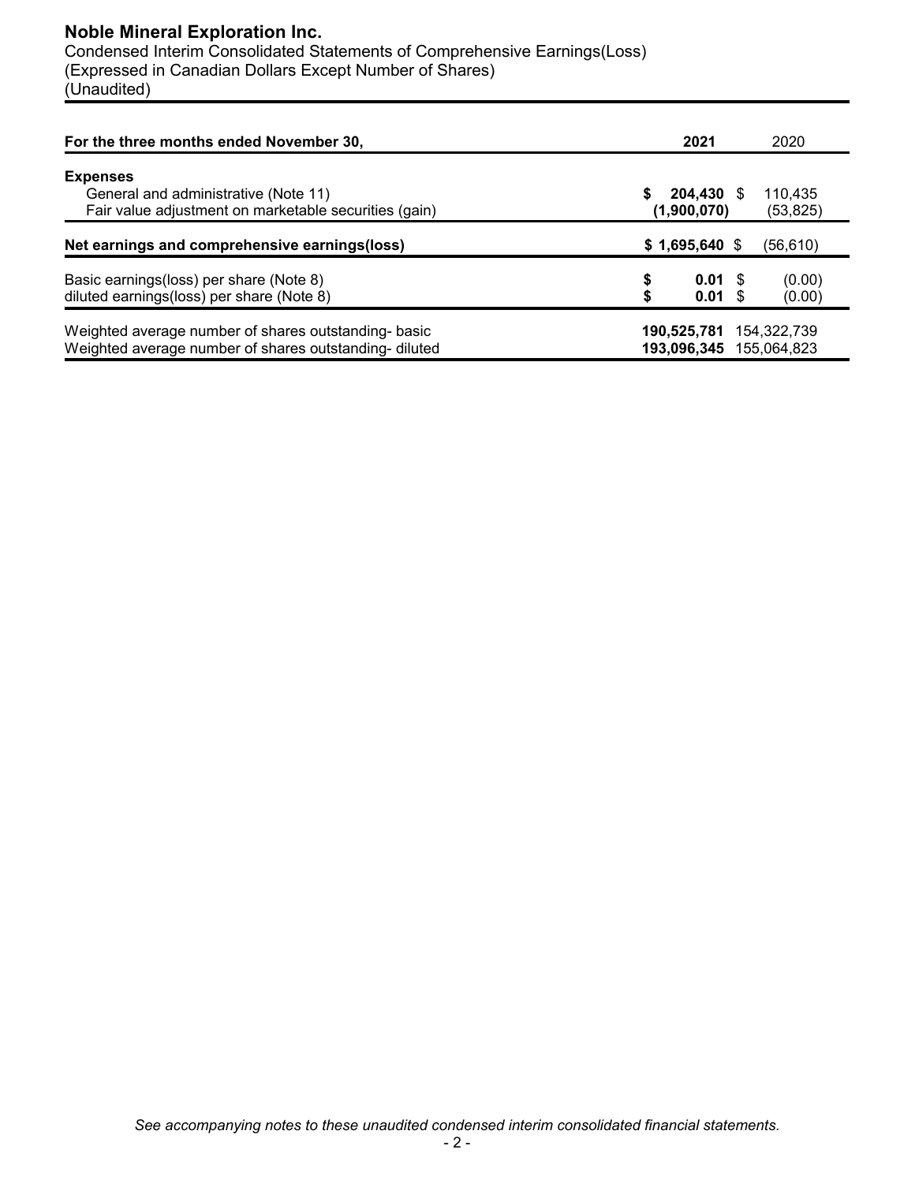# Noble Mineral Exploration Inc.

Condensed Interim Consolidated Statements of Comprehensive Earnings(Loss)
(Expressed in Canadian Dollars Except Number of Shares)
(Unaudited)

| For the three months ended November 30, | 2021 | 2020 |
|---|---|---|
| **Expenses** | | |
| General and administrative (Note 11) | **$ 204,430** | $ 110,435 |
| Fair value adjustment on marketable securities (gain) | **(1,900,070)** | (53,825) |
| **Net earnings and comprehensive earnings(loss)** | **$ 1,695,640** | $ (56,610) |
| Basic earnings(loss) per share (Note 8) | **$ 0.01** | $ (0.00) |
| diluted earnings(loss) per share (Note 8) | **$ 0.01** | $ (0.00) |
| Weighted average number of shares outstanding- basic | **190,525,781** | 154,322,739 |
| Weighted average number of shares outstanding- diluted | **193,096,345** | 155,064,823 |

*See accompanying notes to these unaudited condensed interim consolidated financial statements.*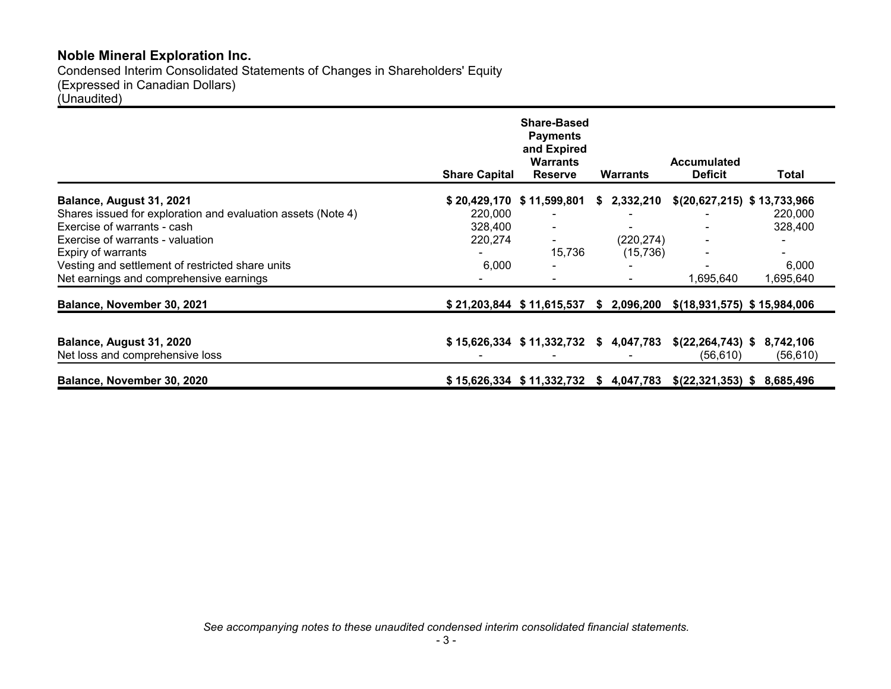# Noble Mineral Exploration Inc.

Condensed Interim Consolidated Statements of Changes in Shareholders' Equity
(Expressed in Canadian Dollars)
(Unaudited)

| | Share Capital | Share-Based Payments and Expired Warrants Reserve | Warrants | Accumulated Deficit | Total |
|---|---|---|---|---|---|
| **Balance, August 31, 2021** | **$ 20,429,170** | **$ 11,599,801** | **$ 2,332,210** | **$(20,627,215)** | **$ 13,733,966** |
| Shares issued for exploration and evaluation assets (Note 4) | 220,000 | - | - | - | 220,000 |
| Exercise of warrants - cash | 328,400 | - | - | - | 328,400 |
| Exercise of warrants - valuation | 220,274 | - | (220,274) | - | - |
| Expiry of warrants | - | 15,736 | (15,736) | - | - |
| Vesting and settlement of restricted share units | 6,000 | - | - | - | 6,000 |
| Net earnings and comprehensive earnings | - | - | - | 1,695,640 | 1,695,640 |
| **Balance, November 30, 2021** | **$ 21,203,844** | **$ 11,615,537** | **$ 2,096,200** | **$(18,931,575)** | **$ 15,984,006** |
| | | | | | |
| **Balance, August 31, 2020** | **$ 15,626,334** | **$ 11,332,732** | **$ 4,047,783** | **$(22,264,743)** | **$ 8,742,106** |
| Net loss and comprehensive loss | - | - | - | (56,610) | (56,610) |
| **Balance, November 30, 2020** | **$ 15,626,334** | **$ 11,332,732** | **$ 4,047,783** | **$(22,321,353)** | **$ 8,685,496** |

*See accompanying notes to these unaudited condensed interim consolidated financial statements.*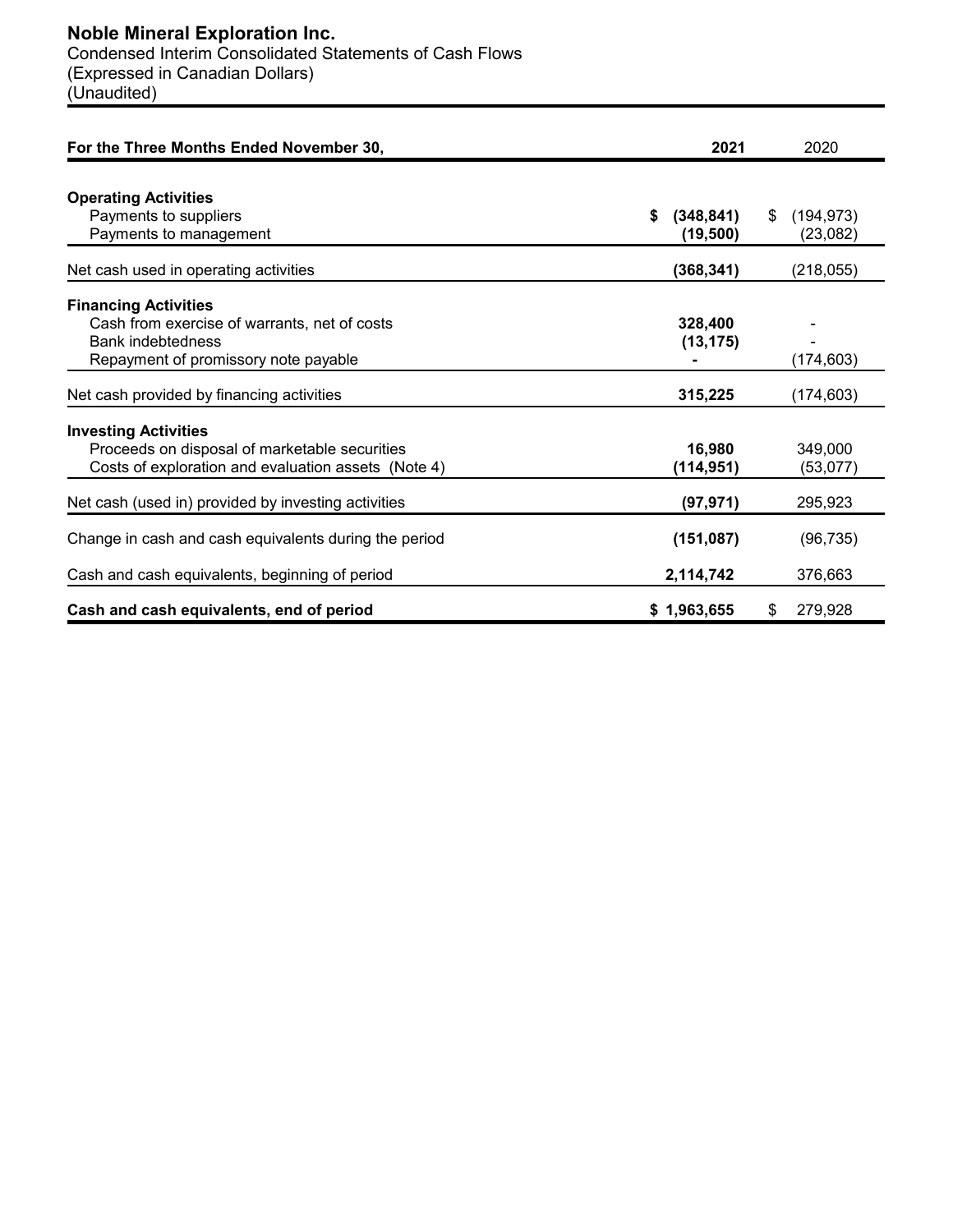# Noble Mineral Exploration Inc.

Condensed Interim Consolidated Statements of Cash Flows
(Expressed in Canadian Dollars)
(Unaudited)

| For the Three Months Ended November 30, | 2021 | 2020 |
|---|---|---|
| **Operating Activities** | | |
| Payments to suppliers | **$ (348,841)** | $ (194,973) |
| Payments to management | **(19,500)** | (23,082) |
| Net cash used in operating activities | **(368,341)** | (218,055) |
| **Financing Activities** | | |
| Cash from exercise of warrants, net of costs | **328,400** | - |
| Bank indebtedness | **(13,175)** | - |
| Repayment of promissory note payable | **-** | (174,603) |
| Net cash provided by financing activities | **315,225** | (174,603) |
| **Investing Activities** | | |
| Proceeds on disposal of marketable securities | **16,980** | 349,000 |
| Costs of exploration and evaluation assets (Note 4) | **(114,951)** | (53,077) |
| Net cash (used in) provided by investing activities | **(97,971)** | 295,923 |
| Change in cash and cash equivalents during the period | **(151,087)** | (96,735) |
| Cash and cash equivalents, beginning of period | **2,114,742** | 376,663 |
| **Cash and cash equivalents, end of period** | **$ 1,963,655** | $ 279,928 |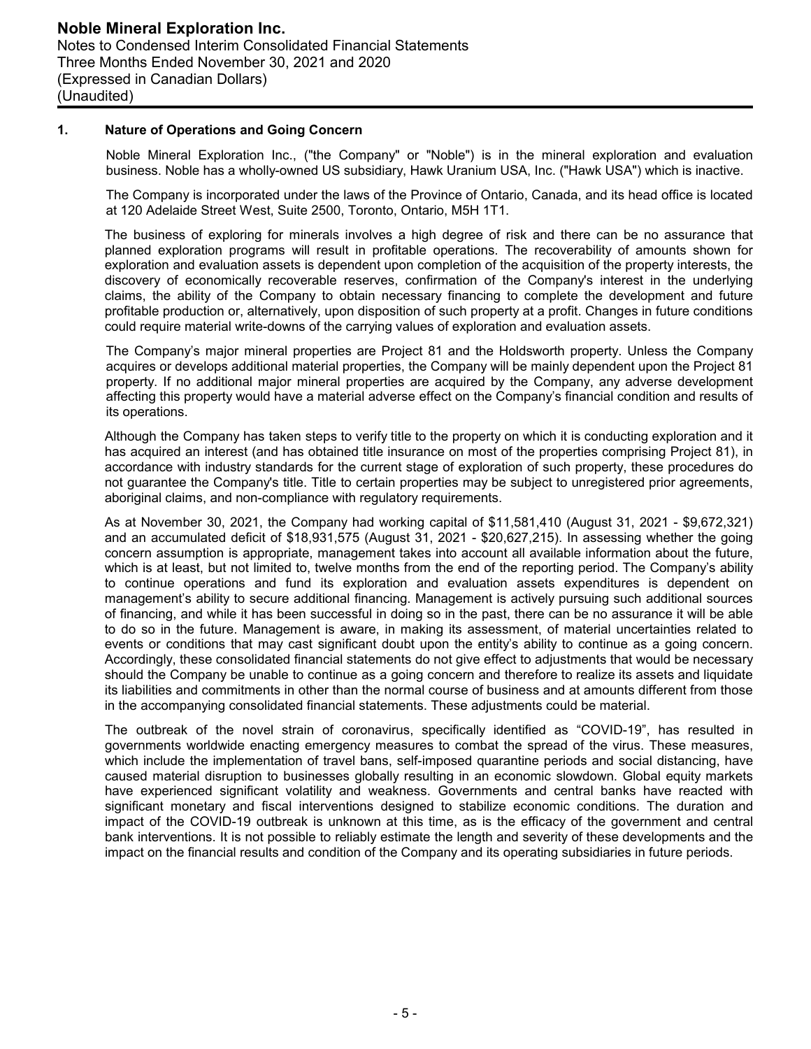## 1. Nature of Operations and Going Concern

Noble Mineral Exploration Inc., ("the Company" or "Noble") is in the mineral exploration and evaluation business. Noble has a wholly-owned US subsidiary, Hawk Uranium USA, Inc. ("Hawk USA") which is inactive.

The Company is incorporated under the laws of the Province of Ontario, Canada, and its head office is located at 120 Adelaide Street West, Suite 2500, Toronto, Ontario, M5H 1T1.

The business of exploring for minerals involves a high degree of risk and there can be no assurance that planned exploration programs will result in profitable operations. The recoverability of amounts shown for exploration and evaluation assets is dependent upon completion of the acquisition of the property interests, the discovery of economically recoverable reserves, confirmation of the Company's interest in the underlying claims, the ability of the Company to obtain necessary financing to complete the development and future profitable production or, alternatively, upon disposition of such property at a profit. Changes in future conditions could require material write-downs of the carrying values of exploration and evaluation assets.

The Company's major mineral properties are Project 81 and the Holdsworth property. Unless the Company acquires or develops additional material properties, the Company will be mainly dependent upon the Project 81 property. If no additional major mineral properties are acquired by the Company, any adverse development affecting this property would have a material adverse effect on the Company's financial condition and results of its operations.

Although the Company has taken steps to verify title to the property on which it is conducting exploration and it has acquired an interest (and has obtained title insurance on most of the properties comprising Project 81), in accordance with industry standards for the current stage of exploration of such property, these procedures do not guarantee the Company's title. Title to certain properties may be subject to unregistered prior agreements, aboriginal claims, and non-compliance with regulatory requirements.

As at November 30, 2021, the Company had working capital of $11,581,410 (August 31, 2021 - $9,672,321) and an accumulated deficit of $18,931,575 (August 31, 2021 - $20,627,215). In assessing whether the going concern assumption is appropriate, management takes into account all available information about the future, which is at least, but not limited to, twelve months from the end of the reporting period. The Company's ability to continue operations and fund its exploration and evaluation assets expenditures is dependent on management's ability to secure additional financing. Management is actively pursuing such additional sources of financing, and while it has been successful in doing so in the past, there can be no assurance it will be able to do so in the future. Management is aware, in making its assessment, of material uncertainties related to events or conditions that may cast significant doubt upon the entity's ability to continue as a going concern. Accordingly, these consolidated financial statements do not give effect to adjustments that would be necessary should the Company be unable to continue as a going concern and therefore to realize its assets and liquidate its liabilities and commitments in other than the normal course of business and at amounts different from those in the accompanying consolidated financial statements. These adjustments could be material.

The outbreak of the novel strain of coronavirus, specifically identified as "COVID-19", has resulted in governments worldwide enacting emergency measures to combat the spread of the virus. These measures, which include the implementation of travel bans, self-imposed quarantine periods and social distancing, have caused material disruption to businesses globally resulting in an economic slowdown. Global equity markets have experienced significant volatility and weakness. Governments and central banks have reacted with significant monetary and fiscal interventions designed to stabilize economic conditions. The duration and impact of the COVID-19 outbreak is unknown at this time, as is the efficacy of the government and central bank interventions. It is not possible to reliably estimate the length and severity of these developments and the impact on the financial results and condition of the Company and its operating subsidiaries in future periods.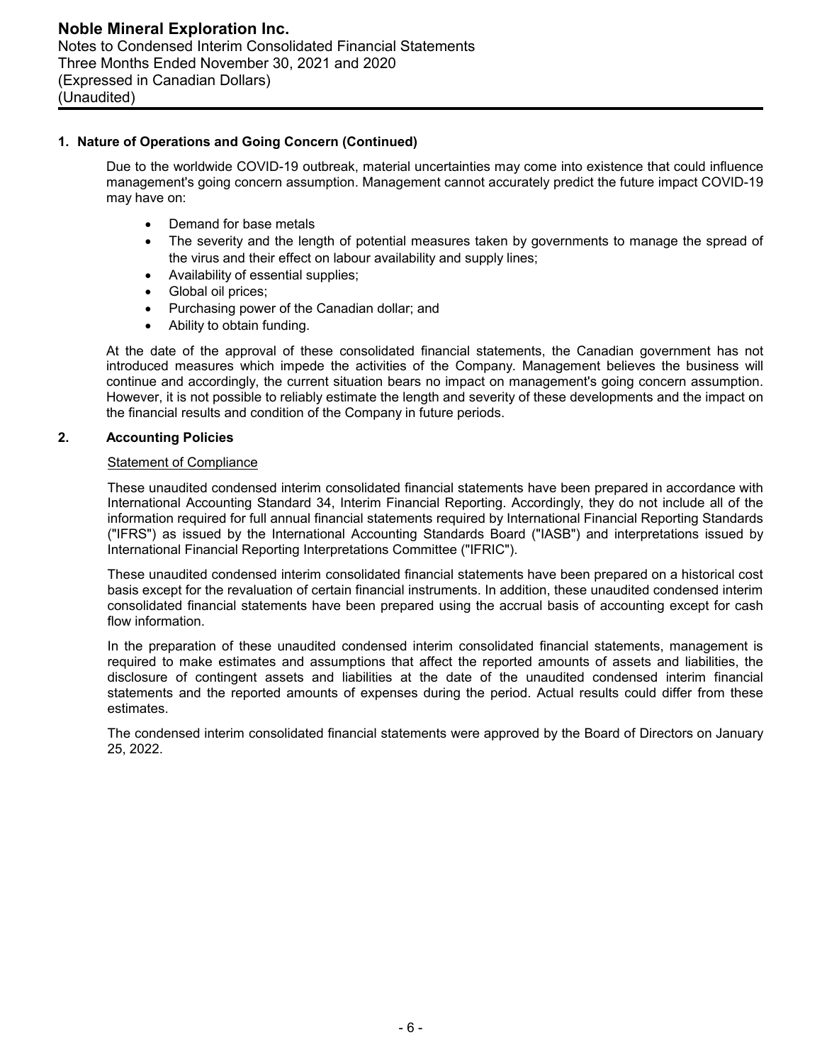## 1. Nature of Operations and Going Concern (Continued)

Due to the worldwide COVID-19 outbreak, material uncertainties may come into existence that could influence management's going concern assumption. Management cannot accurately predict the future impact COVID-19 may have on:

- Demand for base metals
- The severity and the length of potential measures taken by governments to manage the spread of the virus and their effect on labour availability and supply lines;
- Availability of essential supplies;
- Global oil prices;
- Purchasing power of the Canadian dollar; and
- Ability to obtain funding.

At the date of the approval of these consolidated financial statements, the Canadian government has not introduced measures which impede the activities of the Company. Management believes the business will continue and accordingly, the current situation bears no impact on management's going concern assumption. However, it is not possible to reliably estimate the length and severity of these developments and the impact on the financial results and condition of the Company in future periods.

## 2. Accounting Policies

### Statement of Compliance

These unaudited condensed interim consolidated financial statements have been prepared in accordance with International Accounting Standard 34, Interim Financial Reporting. Accordingly, they do not include all of the information required for full annual financial statements required by International Financial Reporting Standards ("IFRS") as issued by the International Accounting Standards Board ("IASB") and interpretations issued by International Financial Reporting Interpretations Committee ("IFRIC").

These unaudited condensed interim consolidated financial statements have been prepared on a historical cost basis except for the revaluation of certain financial instruments. In addition, these unaudited condensed interim consolidated financial statements have been prepared using the accrual basis of accounting except for cash flow information.

In the preparation of these unaudited condensed interim consolidated financial statements, management is required to make estimates and assumptions that affect the reported amounts of assets and liabilities, the disclosure of contingent assets and liabilities at the date of the unaudited condensed interim financial statements and the reported amounts of expenses during the period. Actual results could differ from these estimates.

The condensed interim consolidated financial statements were approved by the Board of Directors on January 25, 2022.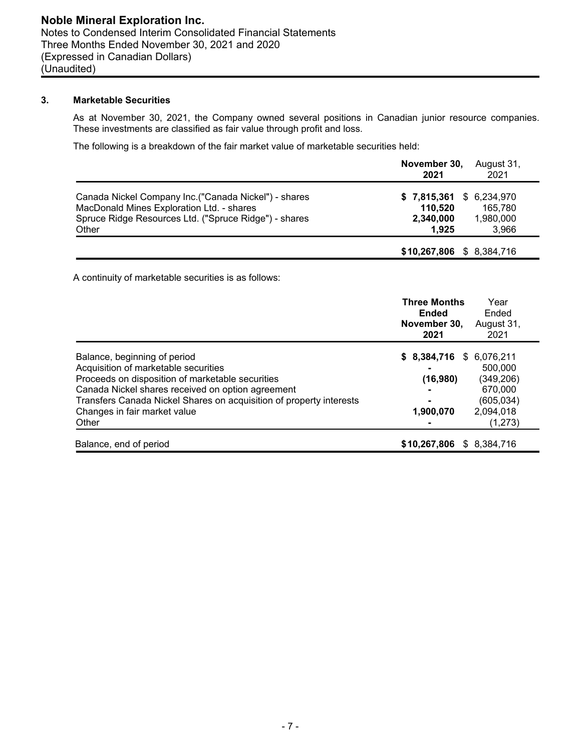## 3. Marketable Securities

As at November 30, 2021, the Company owned several positions in Canadian junior resource companies. These investments are classified as fair value through profit and loss.

The following is a breakdown of the fair market value of marketable securities held:

| | November 30, 2021 | August 31, 2021 |
|---|---|---|
| Canada Nickel Company Inc.("Canada Nickel") - shares | $ 7,815,361 | $ 6,234,970 |
| MacDonald Mines Exploration Ltd. - shares | 110,520 | 165,780 |
| Spruce Ridge Resources Ltd. ("Spruce Ridge") - shares | 2,340,000 | 1,980,000 |
| Other | 1,925 | 3,966 |
| | $10,267,806 | $ 8,384,716 |

A continuity of marketable securities is as follows:

| | Three Months Ended November 30, 2021 | Year Ended August 31, 2021 |
|---|---|---|
| Balance, beginning of period | $ 8,384,716 | $ 6,076,211 |
| Acquisition of marketable securities | - | 500,000 |
| Proceeds on disposition of marketable securities | (16,980) | (349,206) |
| Canada Nickel shares received on option agreement | - | 670,000 |
| Transfers Canada Nickel Shares on acquisition of property interests | - | (605,034) |
| Changes in fair market value | 1,900,070 | 2,094,018 |
| Other | - | (1,273) |
| Balance, end of period | $10,267,806 | $ 8,384,716 |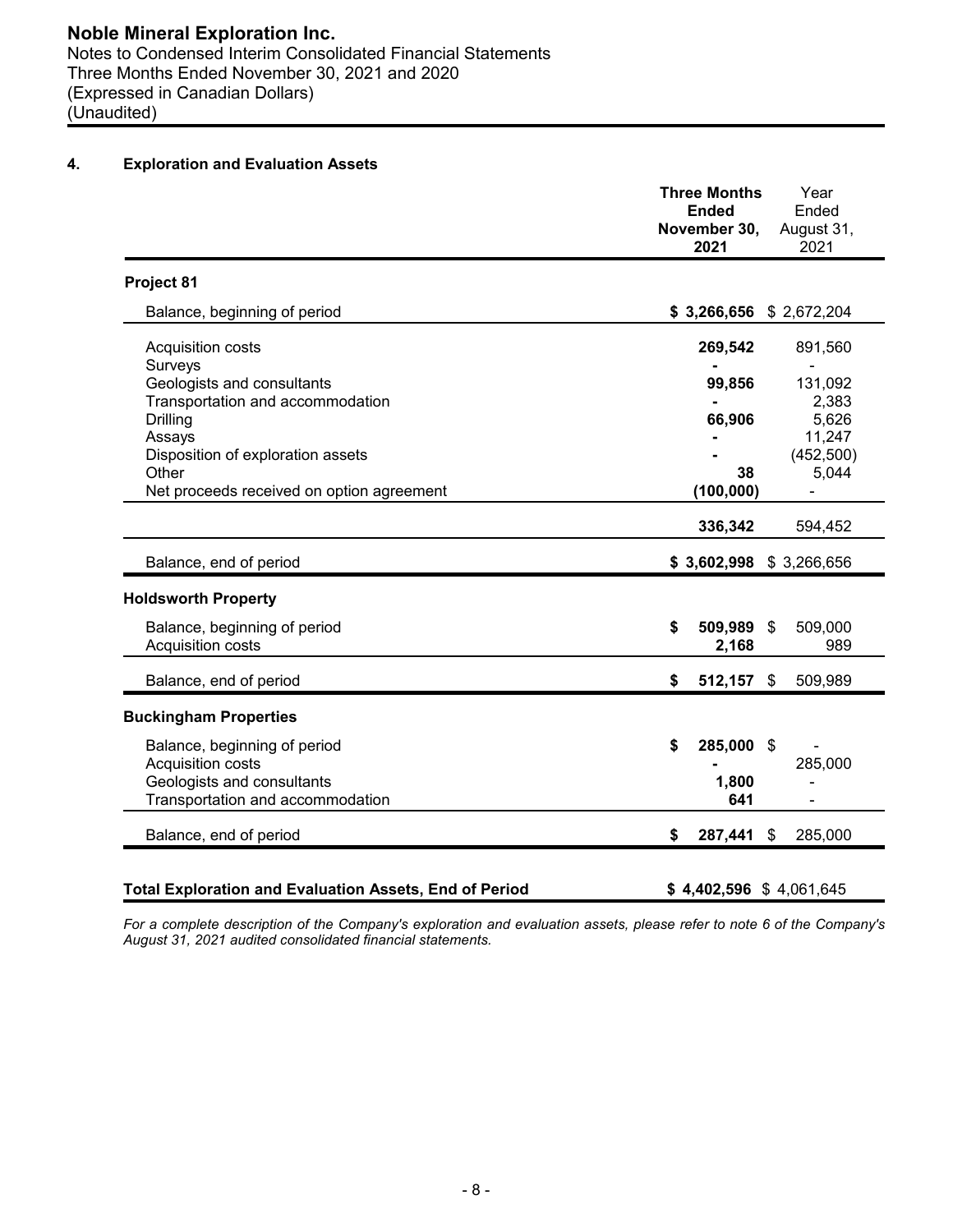**Noble Mineral Exploration Inc.**
Notes to Condensed Interim Consolidated Financial Statements
Three Months Ended November 30, 2021 and 2020
(Expressed in Canadian Dollars)
(Unaudited)

## 4. Exploration and Evaluation Assets

| | **Three Months Ended November 30, 2021** | Year Ended August 31, 2021 |
|---|---|---|
| **Project 81** | | |
| Balance, beginning of period | **$ 3,266,656** | $ 2,672,204 |
| Acquisition costs | **269,542** | 891,560 |
| Surveys | **-** | - |
| Geologists and consultants | **99,856** | 131,092 |
| Transportation and accommodation | **-** | 2,383 |
| Drilling | **66,906** | 5,626 |
| Assays | **-** | 11,247 |
| Disposition of exploration assets | **-** | (452,500) |
| Other | **38** | 5,044 |
| Net proceeds received on option agreement | **(100,000)** | - |
| | **336,342** | 594,452 |
| Balance, end of period | **$ 3,602,998** | $ 3,266,656 |
| **Holdsworth Property** | | |
| Balance, beginning of period | **$ 509,989** | $ 509,000 |
| Acquisition costs | **2,168** | 989 |
| Balance, end of period | **$ 512,157** | $ 509,989 |
| **Buckingham Properties** | | |
| Balance, beginning of period | **$ 285,000** | $ - |
| Acquisition costs | **-** | 285,000 |
| Geologists and consultants | **1,800** | - |
| Transportation and accommodation | **641** | - |
| Balance, end of period | **$ 287,441** | $ 285,000 |
| **Total Exploration and Evaluation Assets, End of Period** | **$ 4,402,596** | $ 4,061,645 |

*For a complete description of the Company's exploration and evaluation assets, please refer to note 6 of the Company's August 31, 2021 audited consolidated financial statements.*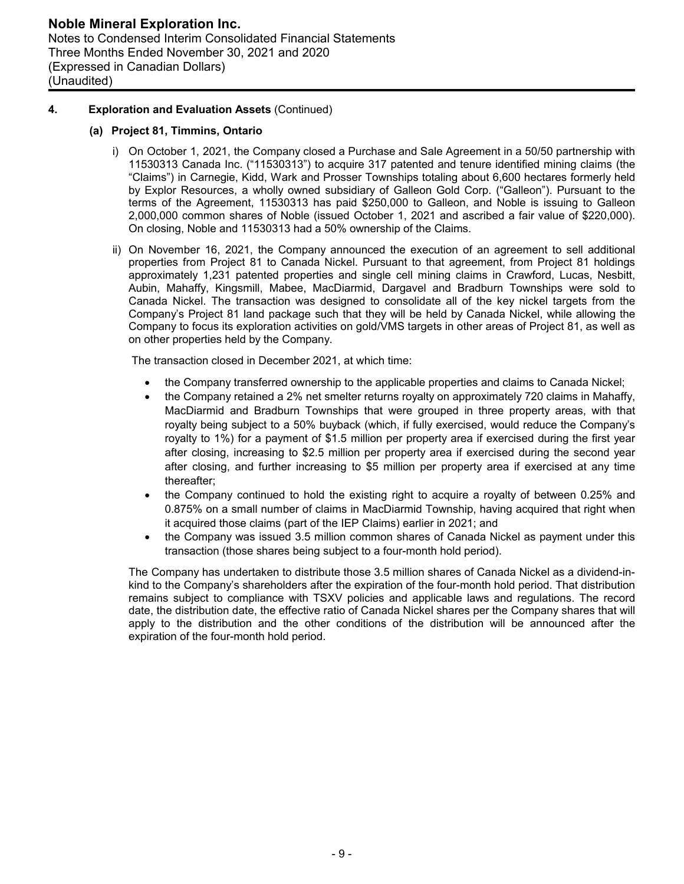## 4. Exploration and Evaluation Assets (Continued)

### (a) Project 81, Timmins, Ontario

i) On October 1, 2021, the Company closed a Purchase and Sale Agreement in a 50/50 partnership with 11530313 Canada Inc. ("11530313") to acquire 317 patented and tenure identified mining claims (the "Claims") in Carnegie, Kidd, Wark and Prosser Townships totaling about 6,600 hectares formerly held by Explor Resources, a wholly owned subsidiary of Galleon Gold Corp. ("Galleon"). Pursuant to the terms of the Agreement, 11530313 has paid $250,000 to Galleon, and Noble is issuing to Galleon 2,000,000 common shares of Noble (issued October 1, 2021 and ascribed a fair value of $220,000). On closing, Noble and 11530313 had a 50% ownership of the Claims.

ii) On November 16, 2021, the Company announced the execution of an agreement to sell additional properties from Project 81 to Canada Nickel. Pursuant to that agreement, from Project 81 holdings approximately 1,231 patented properties and single cell mining claims in Crawford, Lucas, Nesbitt, Aubin, Mahaffy, Kingsmill, Mabee, MacDiarmid, Dargavel and Bradburn Townships were sold to Canada Nickel. The transaction was designed to consolidate all of the key nickel targets from the Company's Project 81 land package such that they will be held by Canada Nickel, while allowing the Company to focus its exploration activities on gold/VMS targets in other areas of Project 81, as well as on other properties held by the Company.

The transaction closed in December 2021, at which time:

- the Company transferred ownership to the applicable properties and claims to Canada Nickel;
- the Company retained a 2% net smelter returns royalty on approximately 720 claims in Mahaffy, MacDiarmid and Bradburn Townships that were grouped in three property areas, with that royalty being subject to a 50% buyback (which, if fully exercised, would reduce the Company's royalty to 1%) for a payment of $1.5 million per property area if exercised during the first year after closing, increasing to $2.5 million per property area if exercised during the second year after closing, and further increasing to $5 million per property area if exercised at any time thereafter;
- the Company continued to hold the existing right to acquire a royalty of between 0.25% and 0.875% on a small number of claims in MacDiarmid Township, having acquired that right when it acquired those claims (part of the IEP Claims) earlier in 2021; and
- the Company was issued 3.5 million common shares of Canada Nickel as payment under this transaction (those shares being subject to a four-month hold period).

The Company has undertaken to distribute those 3.5 million shares of Canada Nickel as a dividend-in-kind to the Company's shareholders after the expiration of the four-month hold period. That distribution remains subject to compliance with TSXV policies and applicable laws and regulations. The record date, the distribution date, the effective ratio of Canada Nickel shares per the Company shares that will apply to the distribution and the other conditions of the distribution will be announced after the expiration of the four-month hold period.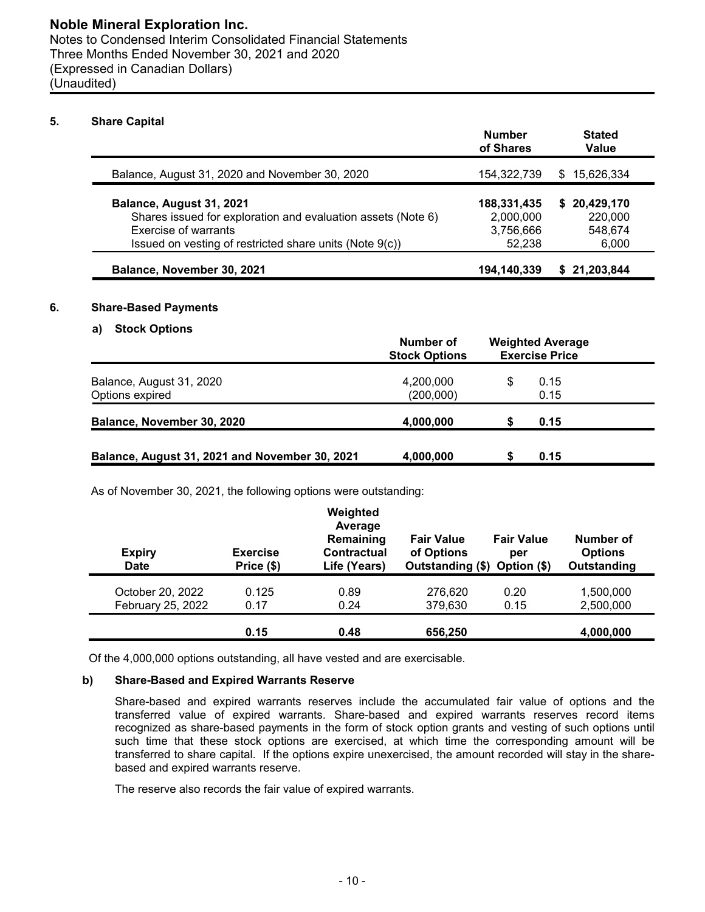**Noble Mineral Exploration Inc.**
Notes to Condensed Interim Consolidated Financial Statements
Three Months Ended November 30, 2021 and 2020
(Expressed in Canadian Dollars)
(Unaudited)

## 5. Share Capital

| | Number of Shares | Stated Value |
|---|---|---|
| Balance, August 31, 2020 and November 30, 2020 | 154,322,739 | $ 15,626,334 |
| **Balance, August 31, 2021** | **188,331,435** | **$ 20,429,170** |
| Shares issued for exploration and evaluation assets (Note 6) | 2,000,000 | 220,000 |
| Exercise of warrants | 3,756,666 | 548,674 |
| Issued on vesting of restricted share units (Note 9(c)) | 52,238 | 6,000 |
| **Balance, November 30, 2021** | **194,140,339** | **$ 21,203,844** |

## 6. Share-Based Payments

### a) Stock Options

| | Number of Stock Options | Weighted Average Exercise Price |
|---|---|---|
| Balance, August 31, 2020 | 4,200,000 | $ 0.15 |
| Options expired | (200,000) | 0.15 |
| **Balance, November 30, 2020** | **4,000,000** | **$ 0.15** |
| **Balance, August 31, 2021 and November 30, 2021** | **4,000,000** | **$ 0.15** |

As of November 30, 2021, the following options were outstanding:

| Expiry Date | Exercise Price ($) | Weighted Average Remaining Contractual Life (Years) | Fair Value of Options Outstanding ($) | Fair Value per Option ($) | Number of Options Outstanding |
|---|---|---|---|---|---|
| October 20, 2022 | 0.125 | 0.89 | 276,620 | 0.20 | 1,500,000 |
| February 25, 2022 | 0.17 | 0.24 | 379,630 | 0.15 | 2,500,000 |
| | **0.15** | **0.48** | **656,250** | | **4,000,000** |

Of the 4,000,000 options outstanding, all have vested and are exercisable.

### b) Share-Based and Expired Warrants Reserve

Share-based and expired warrants reserves include the accumulated fair value of options and the transferred value of expired warrants. Share-based and expired warrants reserves record items recognized as share-based payments in the form of stock option grants and vesting of such options until such time that these stock options are exercised, at which time the corresponding amount will be transferred to share capital. If the options expire unexercised, the amount recorded will stay in the share-based and expired warrants reserve.

The reserve also records the fair value of expired warrants.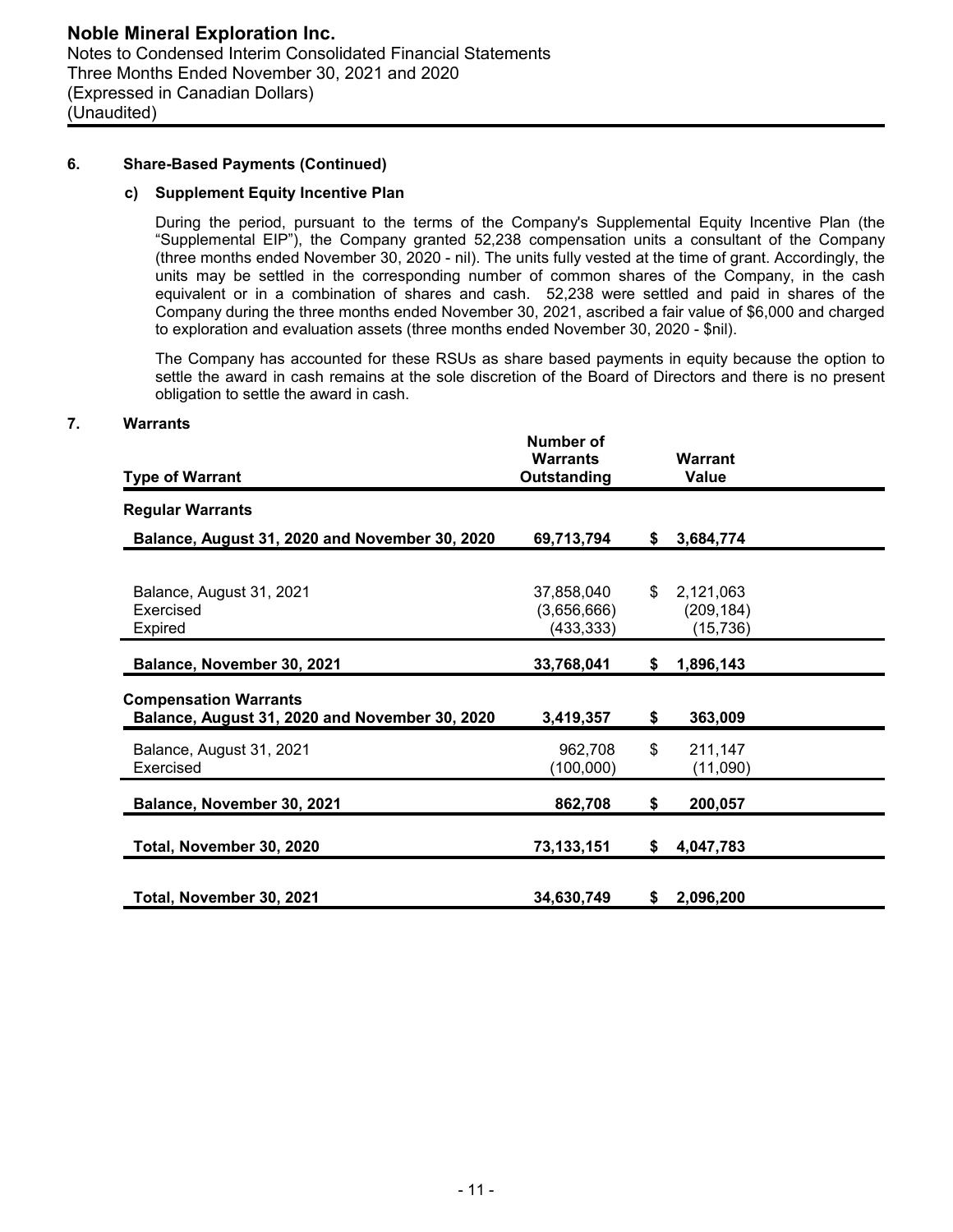## 6. Share-Based Payments (Continued)

### c) Supplement Equity Incentive Plan

During the period, pursuant to the terms of the Company's Supplemental Equity Incentive Plan (the "Supplemental EIP"), the Company granted 52,238 compensation units a consultant of the Company (three months ended November 30, 2020 - nil). The units fully vested at the time of grant. Accordingly, the units may be settled in the corresponding number of common shares of the Company, in the cash equivalent or in a combination of shares and cash. 52,238 were settled and paid in shares of the Company during the three months ended November 30, 2021, ascribed a fair value of $6,000 and charged to exploration and evaluation assets (three months ended November 30, 2020 - $nil).

The Company has accounted for these RSUs as share based payments in equity because the option to settle the award in cash remains at the sole discretion of the Board of Directors and there is no present obligation to settle the award in cash.

## 7. Warrants

| Type of Warrant | Number of Warrants Outstanding | Warrant Value |
|---|---|---|
| **Regular Warrants** | | |
| **Balance, August 31, 2020 and November 30, 2020** | **69,713,794** | **$ 3,684,774** |
| | | |
| Balance, August 31, 2021 | 37,858,040 | $ 2,121,063 |
| Exercised | (3,656,666) | (209,184) |
| Expired | (433,333) | (15,736) |
| **Balance, November 30, 2021** | **33,768,041** | **$ 1,896,143** |
| **Compensation Warrants** | | |
| **Balance, August 31, 2020 and November 30, 2020** | **3,419,357** | **$ 363,009** |
| Balance, August 31, 2021 | 962,708 | $ 211,147 |
| Exercised | (100,000) | (11,090) |
| **Balance, November 30, 2021** | **862,708** | **$ 200,057** |
| **Total, November 30, 2020** | **73,133,151** | **$ 4,047,783** |
| **Total, November 30, 2021** | **34,630,749** | **$ 2,096,200** |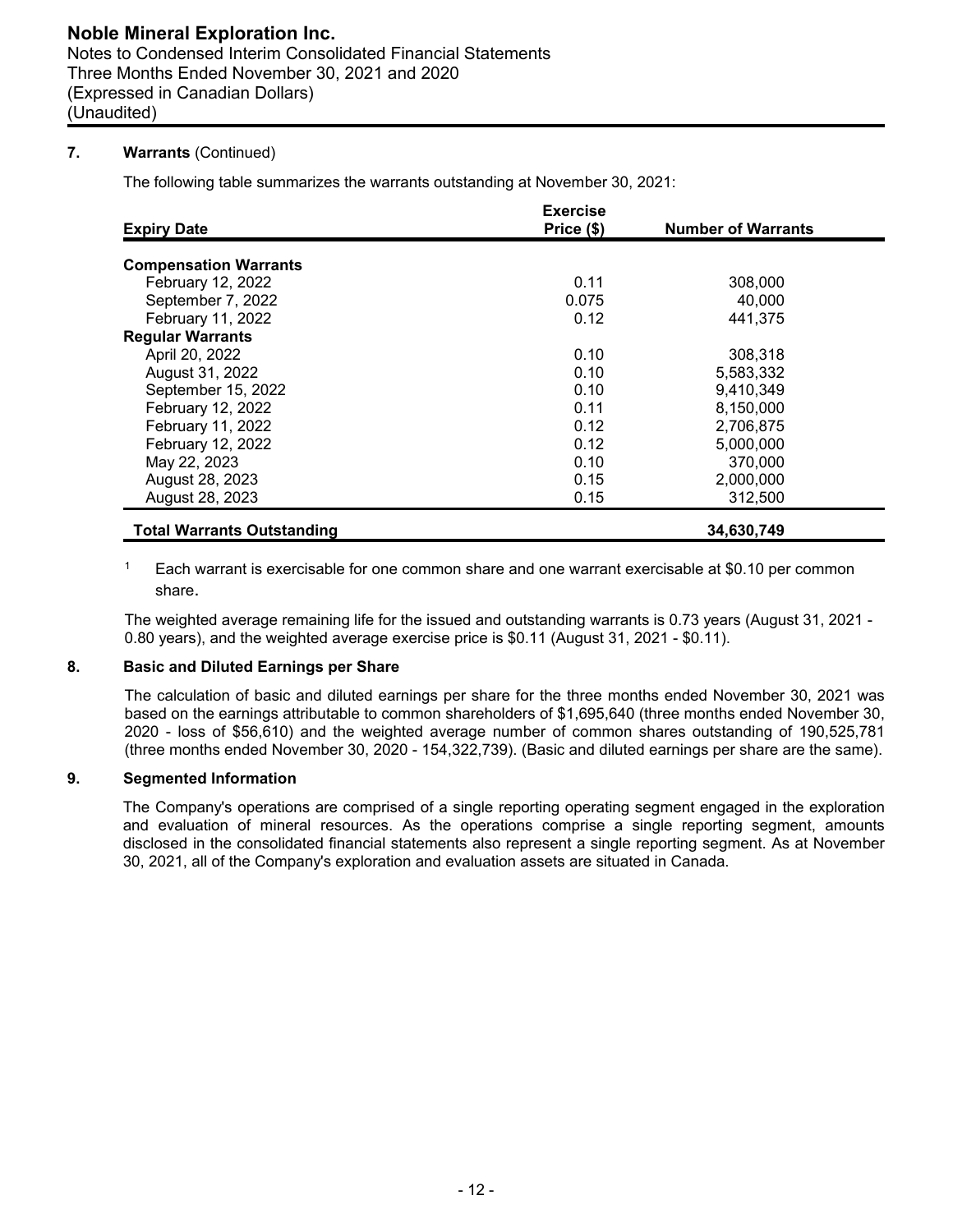## 7. Warrants (Continued)

The following table summarizes the warrants outstanding at November 30, 2021:

| Expiry Date | Exercise Price ($) | Number of Warrants |
|---|---|---|
| **Compensation Warrants** | | |
| February 12, 2022 | 0.11 | 308,000 |
| September 7, 2022 | 0.075 | 40,000 |
| February 11, 2022 | 0.12 | 441,375 |
| **Regular Warrants** | | |
| April 20, 2022 | 0.10 | 308,318 |
| August 31, 2022 | 0.10 | 5,583,332 |
| September 15, 2022 | 0.10 | 9,410,349 |
| February 12, 2022 | 0.11 | 8,150,000 |
| February 11, 2022 | 0.12 | 2,706,875 |
| February 12, 2022 | 0.12 | 5,000,000 |
| May 22, 2023 | 0.10 | 370,000 |
| August 28, 2023 | 0.15 | 2,000,000 |
| August 28, 2023 | 0.15 | 312,500 |
| **Total Warrants Outstanding** | | **34,630,749** |

[1] Each warrant is exercisable for one common share and one warrant exercisable at $0.10 per common share.

The weighted average remaining life for the issued and outstanding warrants is 0.73 years (August 31, 2021 - 0.80 years), and the weighted average exercise price is $0.11 (August 31, 2021 - $0.11).

## 8. Basic and Diluted Earnings per Share

The calculation of basic and diluted earnings per share for the three months ended November 30, 2021 was based on the earnings attributable to common shareholders of $1,695,640 (three months ended November 30, 2020 - loss of $56,610) and the weighted average number of common shares outstanding of 190,525,781 (three months ended November 30, 2020 - 154,322,739). (Basic and diluted earnings per share are the same).

## 9. Segmented Information

The Company's operations are comprised of a single reporting operating segment engaged in the exploration and evaluation of mineral resources. As the operations comprise a single reporting segment, amounts disclosed in the consolidated financial statements also represent a single reporting segment. As at November 30, 2021, all of the Company's exploration and evaluation assets are situated in Canada.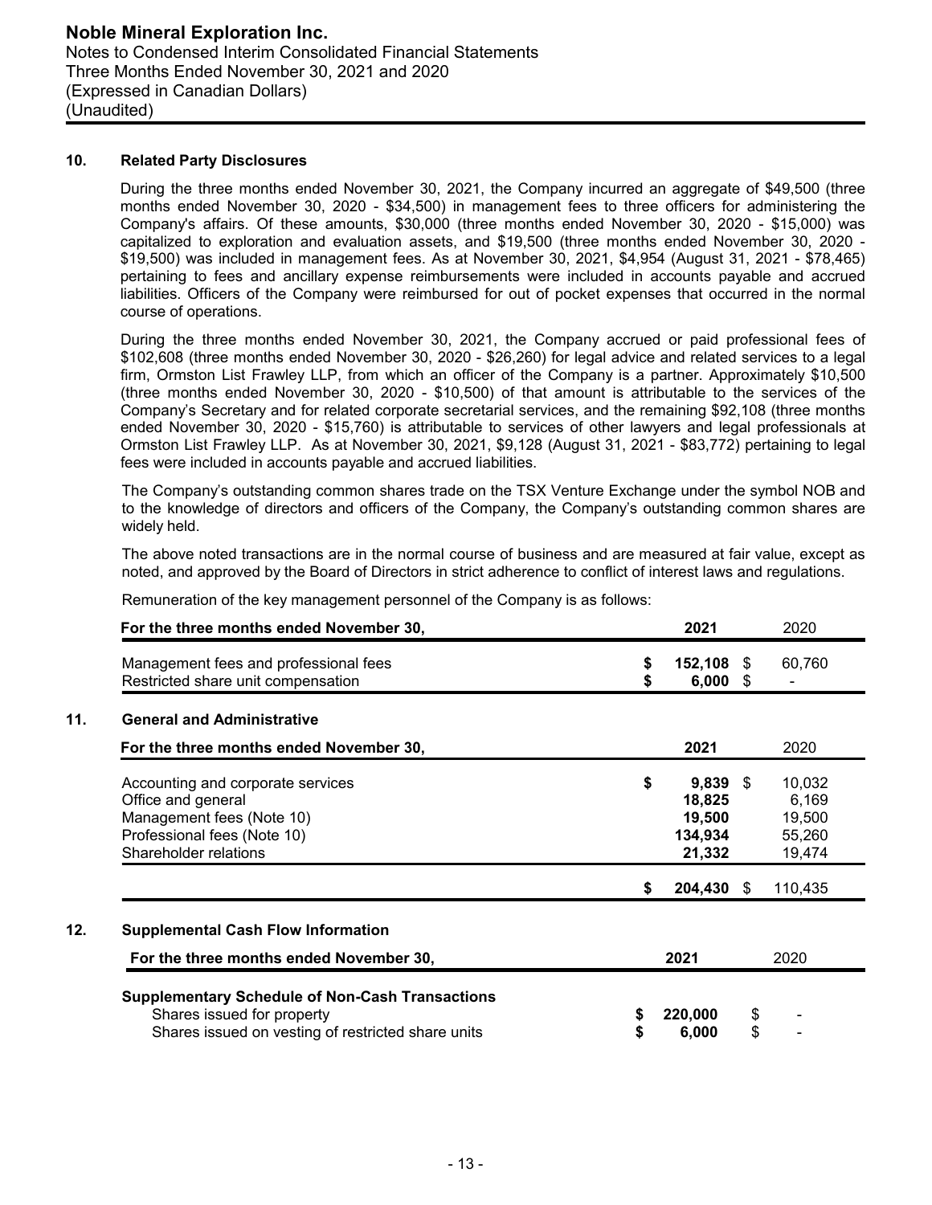## 10. Related Party Disclosures

During the three months ended November 30, 2021, the Company incurred an aggregate of $49,500 (three months ended November 30, 2020 - $34,500) in management fees to three officers for administering the Company's affairs. Of these amounts, $30,000 (three months ended November 30, 2020 - $15,000) was capitalized to exploration and evaluation assets, and $19,500 (three months ended November 30, 2020 - $19,500) was included in management fees. As at November 30, 2021, $4,954 (August 31, 2021 - $78,465) pertaining to fees and ancillary expense reimbursements were included in accounts payable and accrued liabilities. Officers of the Company were reimbursed for out of pocket expenses that occurred in the normal course of operations.

During the three months ended November 30, 2021, the Company accrued or paid professional fees of $102,608 (three months ended November 30, 2020 - $26,260) for legal advice and related services to a legal firm, Ormston List Frawley LLP, from which an officer of the Company is a partner. Approximately $10,500 (three months ended November 30, 2020 - $10,500) of that amount is attributable to the services of the Company's Secretary and for related corporate secretarial services, and the remaining $92,108 (three months ended November 30, 2020 - $15,760) is attributable to services of other lawyers and legal professionals at Ormston List Frawley LLP. As at November 30, 2021, $9,128 (August 31, 2021 - $83,772) pertaining to legal fees were included in accounts payable and accrued liabilities.

The Company's outstanding common shares trade on the TSX Venture Exchange under the symbol NOB and to the knowledge of directors and officers of the Company, the Company's outstanding common shares are widely held.

The above noted transactions are in the normal course of business and are measured at fair value, except as noted, and approved by the Board of Directors in strict adherence to conflict of interest laws and regulations.

Remuneration of the key management personnel of the Company is as follows:

| For the three months ended November 30, | 2021 | 2020 |
|---|---|---|
| Management fees and professional fees | $ 152,108 | $ 60,760 |
| Restricted share unit compensation | $ 6,000 | $ - |

## 11. General and Administrative

| For the three months ended November 30, | 2021 | 2020 |
|---|---|---|
| Accounting and corporate services | $ 9,839 | $ 10,032 |
| Office and general | 18,825 | 6,169 |
| Management fees (Note 10) | 19,500 | 19,500 |
| Professional fees (Note 10) | 134,934 | 55,260 |
| Shareholder relations | 21,332 | 19,474 |
| | $ 204,430 | $ 110,435 |

## 12. Supplemental Cash Flow Information

| For the three months ended November 30, | 2021 | 2020 |
|---|---|---|
| **Supplementary Schedule of Non-Cash Transactions** | | |
| Shares issued for property | $ 220,000 | $ - |
| Shares issued on vesting of restricted share units | $ 6,000 | $ - |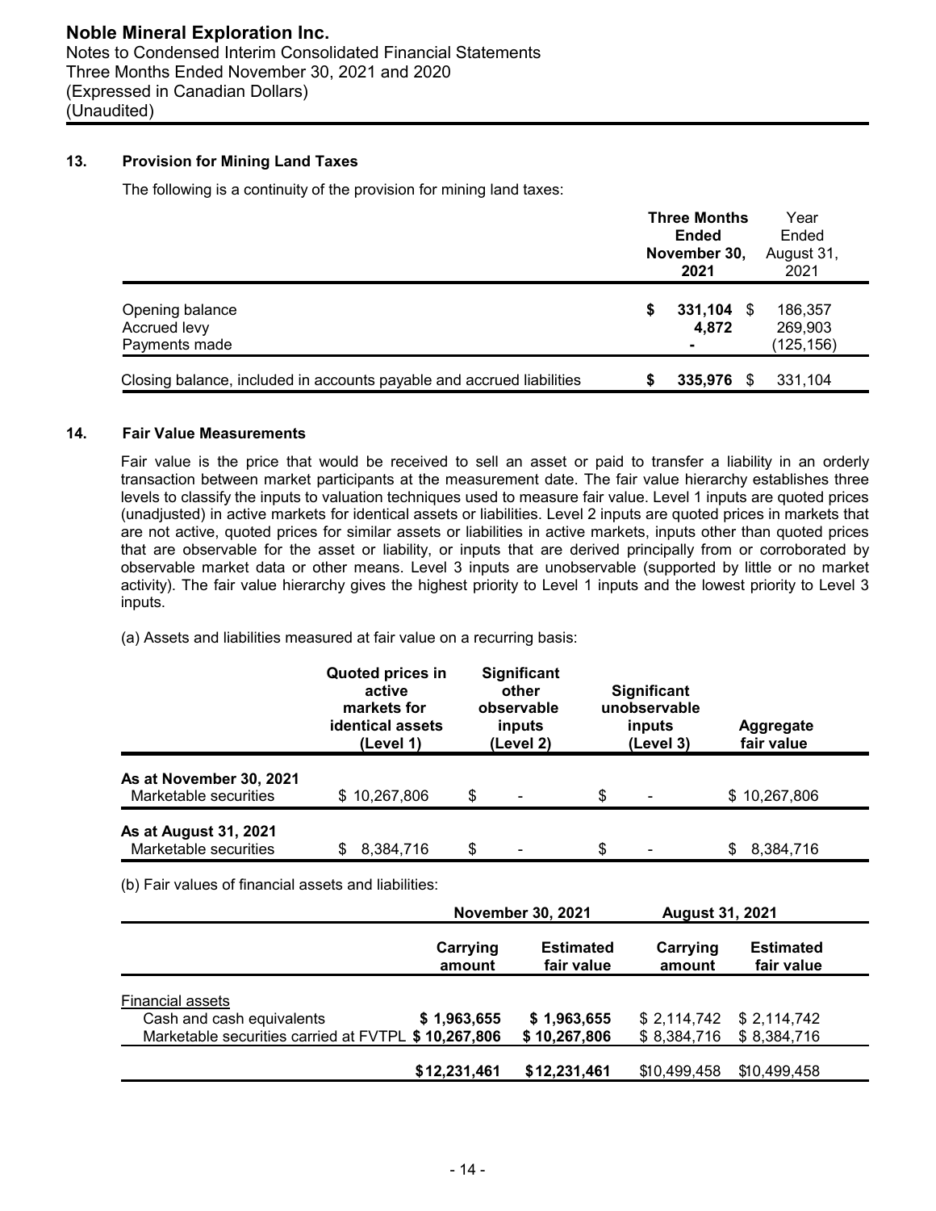## 13. Provision for Mining Land Taxes

The following is a continuity of the provision for mining land taxes:

| | Three Months Ended November 30, 2021 | Year Ended August 31, 2021 |
|---|---|---|
| Opening balance | **$ 331,104** | $ 186,357 |
| Accrued levy | **4,872** | 269,903 |
| Payments made | **-** | (125,156) |
| Closing balance, included in accounts payable and accrued liabilities | **$ 335,976** | $ 331,104 |

## 14. Fair Value Measurements

Fair value is the price that would be received to sell an asset or paid to transfer a liability in an orderly transaction between market participants at the measurement date. The fair value hierarchy establishes three levels to classify the inputs to valuation techniques used to measure fair value. Level 1 inputs are quoted prices (unadjusted) in active markets for identical assets or liabilities. Level 2 inputs are quoted prices in markets that are not active, quoted prices for similar assets or liabilities in active markets, inputs other than quoted prices that are observable for the asset or liability, or inputs that are derived principally from or corroborated by observable market data or other means. Level 3 inputs are unobservable (supported by little or no market activity). The fair value hierarchy gives the highest priority to Level 1 inputs and the lowest priority to Level 3 inputs.

(a) Assets and liabilities measured at fair value on a recurring basis:

| | Quoted prices in active markets for identical assets (Level 1) | Significant other observable inputs (Level 2) | Significant unobservable inputs (Level 3) | Aggregate fair value |
|---|---|---|---|---|
| **As at November 30, 2021** | | | | |
| Marketable securities | $ 10,267,806 | $ - | $ - | $ 10,267,806 |
| **As at August 31, 2021** | | | | |
| Marketable securities | $ 8,384,716 | $ - | $ - | $ 8,384,716 |

(b) Fair values of financial assets and liabilities:

| | November 30, 2021 | | August 31, 2021 | |
|---|---|---|---|---|
| | Carrying amount | Estimated fair value | Carrying amount | Estimated fair value |
| Financial assets | | | | |
| Cash and cash equivalents | **$ 1,963,655** | **$ 1,963,655** | $ 2,114,742 | $ 2,114,742 |
| Marketable securities carried at FVTPL | **$ 10,267,806** | **$ 10,267,806** | $ 8,384,716 | $ 8,384,716 |
| | **$12,231,461** | **$12,231,461** | $10,499,458 | $10,499,458 |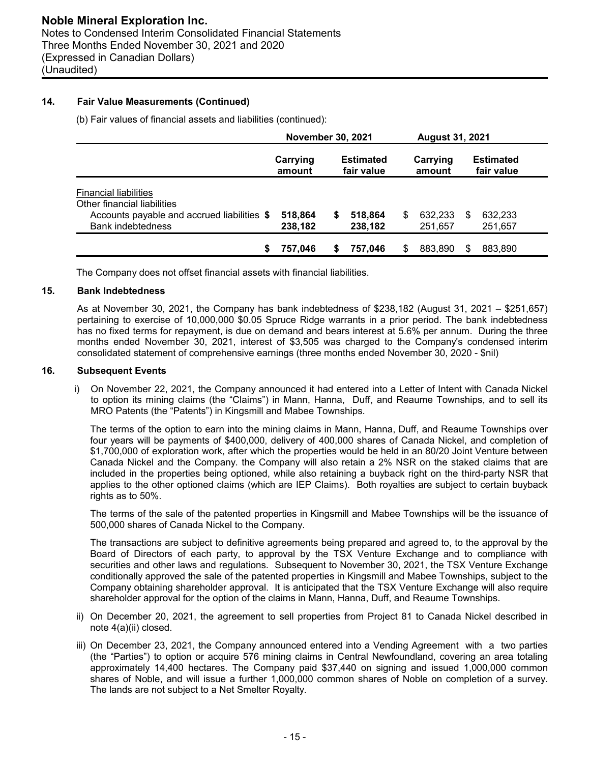## 14. Fair Value Measurements (Continued)

(b) Fair values of financial assets and liabilities (continued):

| | November 30, 2021 | | August 31, 2021 | |
|---|---|---|---|---|
| | Carrying amount | Estimated fair value | Carrying amount | Estimated fair value |
| Financial liabilities | | | | |
| Other financial liabilities | | | | |
| Accounts payable and accrued liabilities | $ 518,864 | $ 518,864 | $ 632,233 | $ 632,233 |
| Bank indebtedness | 238,182 | 238,182 | 251,657 | 251,657 |
| | $ 757,046 | $ 757,046 | $ 883,890 | $ 883,890 |

The Company does not offset financial assets with financial liabilities.

## 15. Bank Indebtedness

As at November 30, 2021, the Company has bank indebtedness of $238,182 (August 31, 2021 – $251,657) pertaining to exercise of 10,000,000 $0.05 Spruce Ridge warrants in a prior period. The bank indebtedness has no fixed terms for repayment, is due on demand and bears interest at 5.6% per annum. During the three months ended November 30, 2021, interest of $3,505 was charged to the Company's condensed interim consolidated statement of comprehensive earnings (three months ended November 30, 2020 - $nil)

## 16. Subsequent Events

i) On November 22, 2021, the Company announced it had entered into a Letter of Intent with Canada Nickel to option its mining claims (the "Claims") in Mann, Hanna, Duff, and Reaume Townships, and to sell its MRO Patents (the "Patents") in Kingsmill and Mabee Townships.

The terms of the option to earn into the mining claims in Mann, Hanna, Duff, and Reaume Townships over four years will be payments of $400,000, delivery of 400,000 shares of Canada Nickel, and completion of $1,700,000 of exploration work, after which the properties would be held in an 80/20 Joint Venture between Canada Nickel and the Company. the Company will also retain a 2% NSR on the staked claims that are included in the properties being optioned, while also retaining a buyback right on the third-party NSR that applies to the other optioned claims (which are IEP Claims). Both royalties are subject to certain buyback rights as to 50%.

The terms of the sale of the patented properties in Kingsmill and Mabee Townships will be the issuance of 500,000 shares of Canada Nickel to the Company.

The transactions are subject to definitive agreements being prepared and agreed to, to the approval by the Board of Directors of each party, to approval by the TSX Venture Exchange and to compliance with securities and other laws and regulations. Subsequent to November 30, 2021, the TSX Venture Exchange conditionally approved the sale of the patented properties in Kingsmill and Mabee Townships, subject to the Company obtaining shareholder approval. It is anticipated that the TSX Venture Exchange will also require shareholder approval for the option of the claims in Mann, Hanna, Duff, and Reaume Townships.

ii) On December 20, 2021, the agreement to sell properties from Project 81 to Canada Nickel described in note 4(a)(ii) closed.

iii) On December 23, 2021, the Company announced entered into a Vending Agreement with a two parties (the "Parties") to option or acquire 576 mining claims in Central Newfoundland, covering an area totaling approximately 14,400 hectares. The Company paid $37,440 on signing and issued 1,000,000 common shares of Noble, and will issue a further 1,000,000 common shares of Noble on completion of a survey. The lands are not subject to a Net Smelter Royalty.